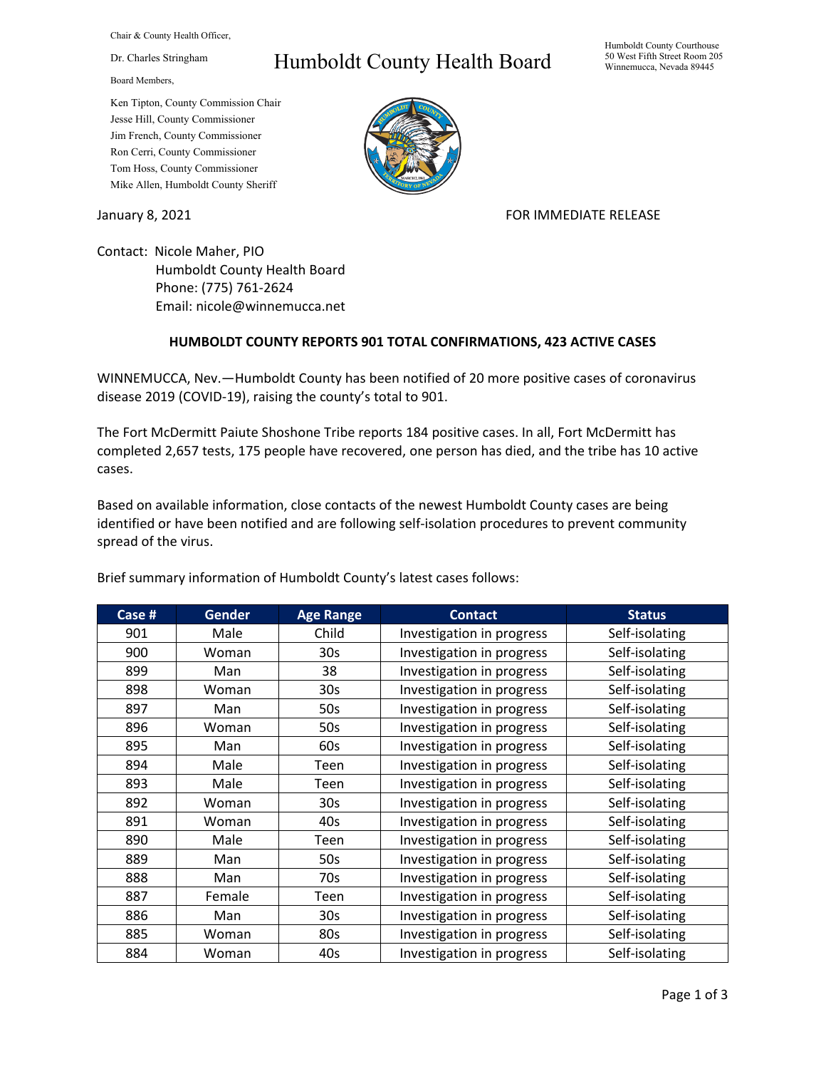Chair & County Health Officer,

Dr. Charles Stringham

Board Members,

Ken Tipton, County Commission Chair
Jesse Hill, County Commissioner
Jim French, County Commissioner
Ron Cerri, County Commissioner
Tom Hoss, County Commissioner
Mike Allen, Humboldt County Sheriff

# Humboldt County Health Board

Humboldt County Courthouse
50 West Fifth Street Room 205
Winnemucca, Nevada 89445

January 8, 2021

FOR IMMEDIATE RELEASE

Contact: Nicole Maher, PIO
Humboldt County Health Board
Phone: (775) 761-2624
Email: nicole@winnemucca.net

**HUMBOLDT COUNTY REPORTS 901 TOTAL CONFIRMATIONS, 423 ACTIVE CASES**

WINNEMUCCA, Nev.—Humboldt County has been notified of 20 more positive cases of coronavirus disease 2019 (COVID-19), raising the county's total to 901.

The Fort McDermitt Paiute Shoshone Tribe reports 184 positive cases. In all, Fort McDermitt has completed 2,657 tests, 175 people have recovered, one person has died, and the tribe has 10 active cases.

Based on available information, close contacts of the newest Humboldt County cases are being identified or have been notified and are following self-isolation procedures to prevent community spread of the virus.

Brief summary information of Humboldt County's latest cases follows:

| Case # | Gender | Age Range | Contact | Status |
|---|---|---|---|---|
| 901 | Male | Child | Investigation in progress | Self-isolating |
| 900 | Woman | 30s | Investigation in progress | Self-isolating |
| 899 | Man | 38 | Investigation in progress | Self-isolating |
| 898 | Woman | 30s | Investigation in progress | Self-isolating |
| 897 | Man | 50s | Investigation in progress | Self-isolating |
| 896 | Woman | 50s | Investigation in progress | Self-isolating |
| 895 | Man | 60s | Investigation in progress | Self-isolating |
| 894 | Male | Teen | Investigation in progress | Self-isolating |
| 893 | Male | Teen | Investigation in progress | Self-isolating |
| 892 | Woman | 30s | Investigation in progress | Self-isolating |
| 891 | Woman | 40s | Investigation in progress | Self-isolating |
| 890 | Male | Teen | Investigation in progress | Self-isolating |
| 889 | Man | 50s | Investigation in progress | Self-isolating |
| 888 | Man | 70s | Investigation in progress | Self-isolating |
| 887 | Female | Teen | Investigation in progress | Self-isolating |
| 886 | Man | 30s | Investigation in progress | Self-isolating |
| 885 | Woman | 80s | Investigation in progress | Self-isolating |
| 884 | Woman | 40s | Investigation in progress | Self-isolating |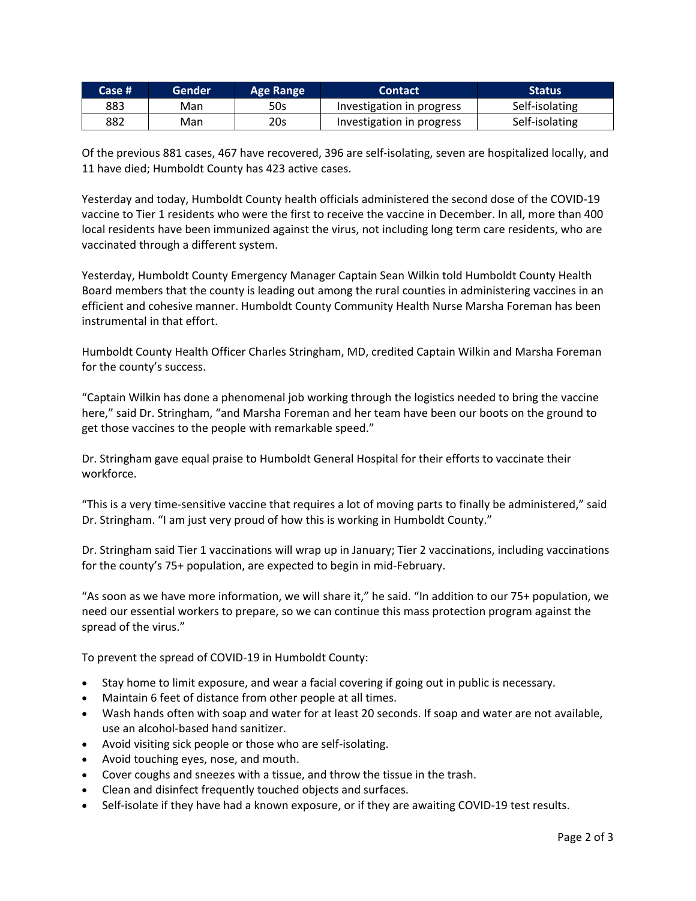| Case # | Gender | Age Range | Contact | Status |
|---|---|---|---|---|
| 883 | Man | 50s | Investigation in progress | Self-isolating |
| 882 | Man | 20s | Investigation in progress | Self-isolating |

Of the previous 881 cases, 467 have recovered, 396 are self-isolating, seven are hospitalized locally, and 11 have died; Humboldt County has 423 active cases.

Yesterday and today, Humboldt County health officials administered the second dose of the COVID-19 vaccine to Tier 1 residents who were the first to receive the vaccine in December. In all, more than 400 local residents have been immunized against the virus, not including long term care residents, who are vaccinated through a different system.

Yesterday, Humboldt County Emergency Manager Captain Sean Wilkin told Humboldt County Health Board members that the county is leading out among the rural counties in administering vaccines in an efficient and cohesive manner. Humboldt County Community Health Nurse Marsha Foreman has been instrumental in that effort.

Humboldt County Health Officer Charles Stringham, MD, credited Captain Wilkin and Marsha Foreman for the county's success.

"Captain Wilkin has done a phenomenal job working through the logistics needed to bring the vaccine here," said Dr. Stringham, "and Marsha Foreman and her team have been our boots on the ground to get those vaccines to the people with remarkable speed."

Dr. Stringham gave equal praise to Humboldt General Hospital for their efforts to vaccinate their workforce.

"This is a very time-sensitive vaccine that requires a lot of moving parts to finally be administered," said Dr. Stringham. "I am just very proud of how this is working in Humboldt County."

Dr. Stringham said Tier 1 vaccinations will wrap up in January; Tier 2 vaccinations, including vaccinations for the county's 75+ population, are expected to begin in mid-February.

"As soon as we have more information, we will share it," he said. "In addition to our 75+ population, we need our essential workers to prepare, so we can continue this mass protection program against the spread of the virus."

To prevent the spread of COVID-19 in Humboldt County:

- Stay home to limit exposure, and wear a facial covering if going out in public is necessary.
- Maintain 6 feet of distance from other people at all times.
- Wash hands often with soap and water for at least 20 seconds. If soap and water are not available, use an alcohol-based hand sanitizer.
- Avoid visiting sick people or those who are self-isolating.
- Avoid touching eyes, nose, and mouth.
- Cover coughs and sneezes with a tissue, and throw the tissue in the trash.
- Clean and disinfect frequently touched objects and surfaces.
- Self-isolate if they have had a known exposure, or if they are awaiting COVID-19 test results.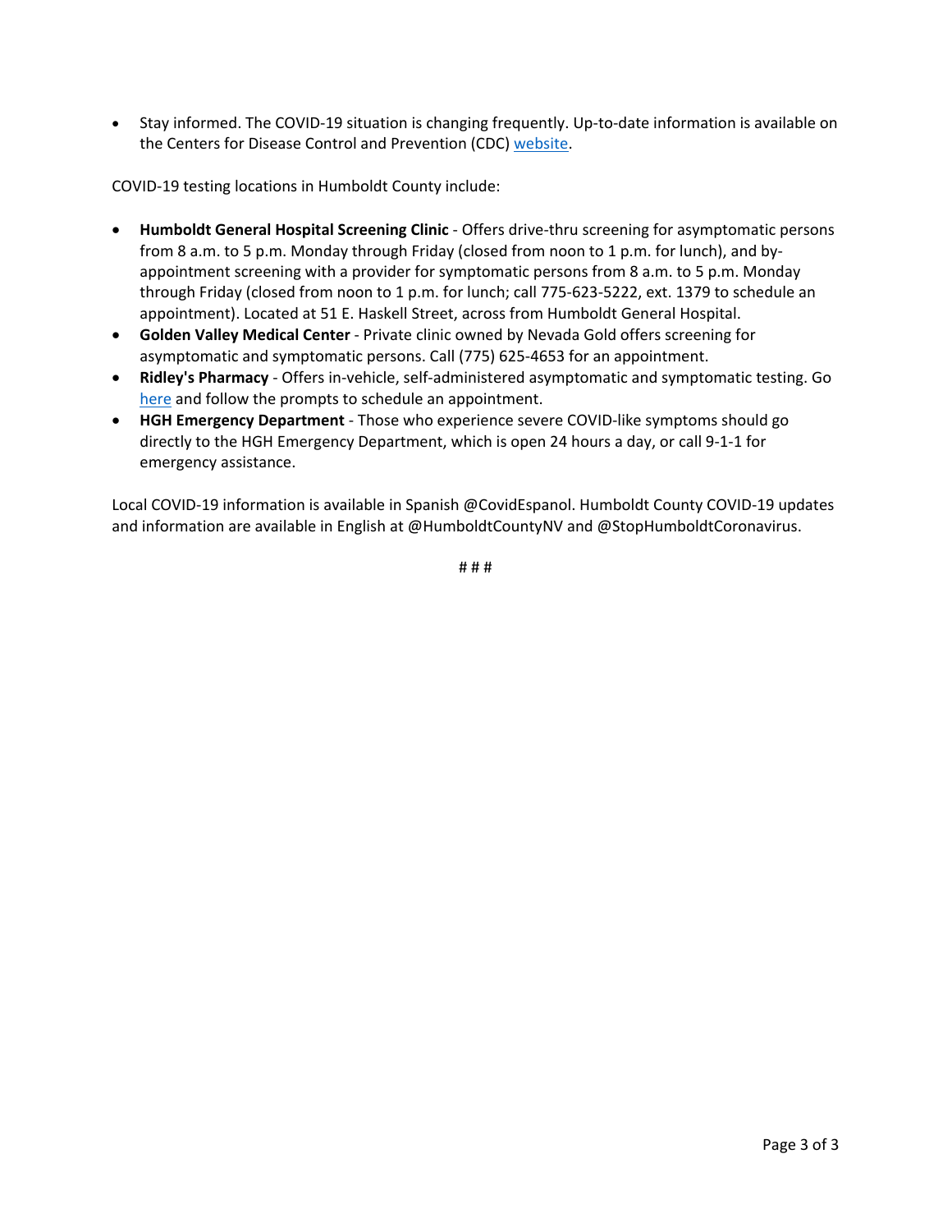- Stay informed. The COVID-19 situation is changing frequently. Up-to-date information is available on the Centers for Disease Control and Prevention (CDC) website.

COVID-19 testing locations in Humboldt County include:

- **Humboldt General Hospital Screening Clinic** - Offers drive-thru screening for asymptomatic persons from 8 a.m. to 5 p.m. Monday through Friday (closed from noon to 1 p.m. for lunch), and by-appointment screening with a provider for symptomatic persons from 8 a.m. to 5 p.m. Monday through Friday (closed from noon to 1 p.m. for lunch; call 775-623-5222, ext. 1379 to schedule an appointment). Located at 51 E. Haskell Street, across from Humboldt General Hospital.
- **Golden Valley Medical Center** - Private clinic owned by Nevada Gold offers screening for asymptomatic and symptomatic persons. Call (775) 625-4653 for an appointment.
- **Ridley's Pharmacy** - Offers in-vehicle, self-administered asymptomatic and symptomatic testing. Go here and follow the prompts to schedule an appointment.
- **HGH Emergency Department** - Those who experience severe COVID-like symptoms should go directly to the HGH Emergency Department, which is open 24 hours a day, or call 9-1-1 for emergency assistance.

Local COVID-19 information is available in Spanish @CovidEspanol. Humboldt County COVID-19 updates and information are available in English at @HumboldtCountyNV and @StopHumboldtCoronavirus.

# # #